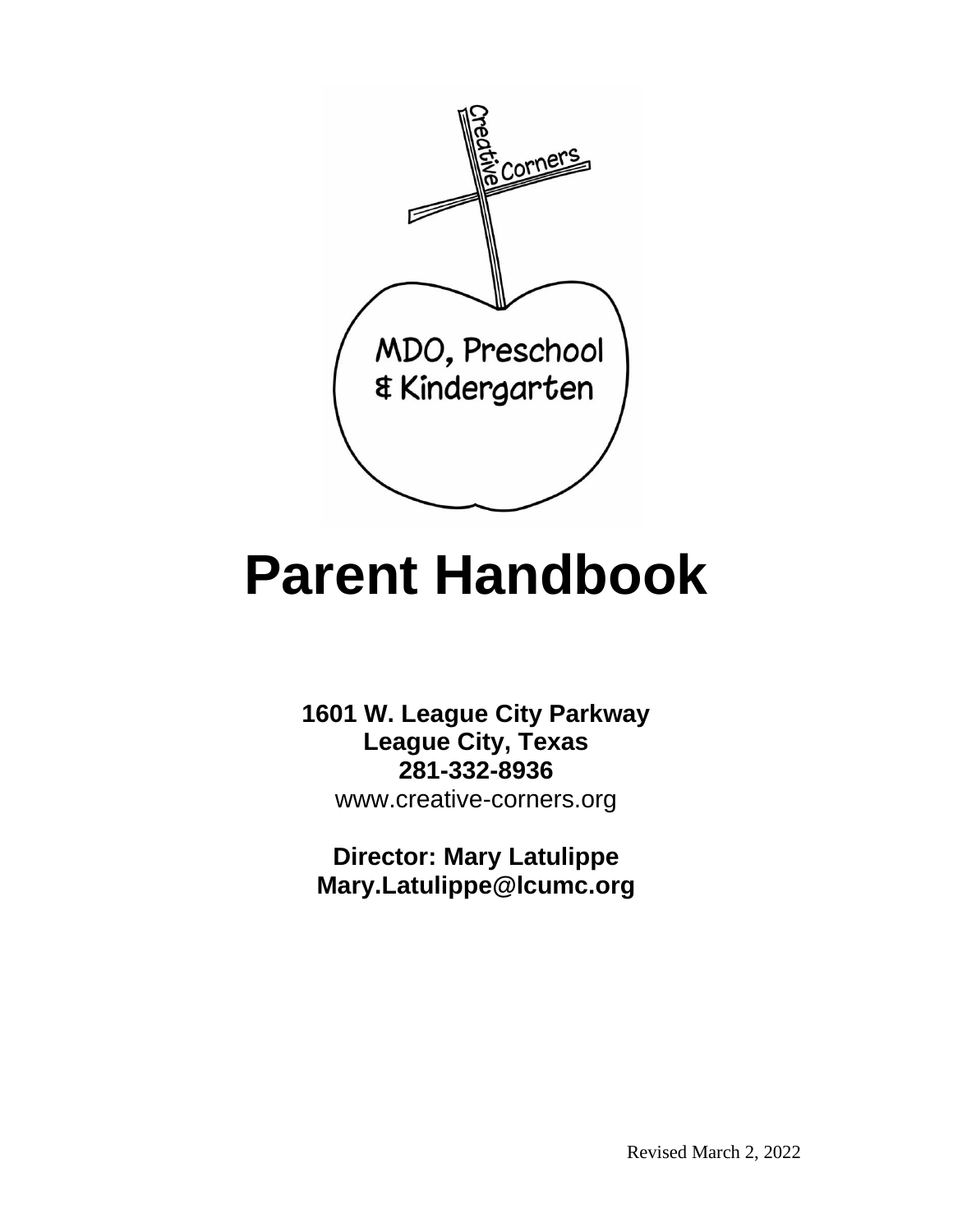Creative Corners

MDO, Preschool & Kindergarten

# Parent Handbook

**1601 W. League City Parkway**
**League City, Texas**
**281-332-8936**
www.creative-corners.org

**Director: Mary Latulippe**
**Mary.Latulippe@lcumc.org**

Revised March 2, 2022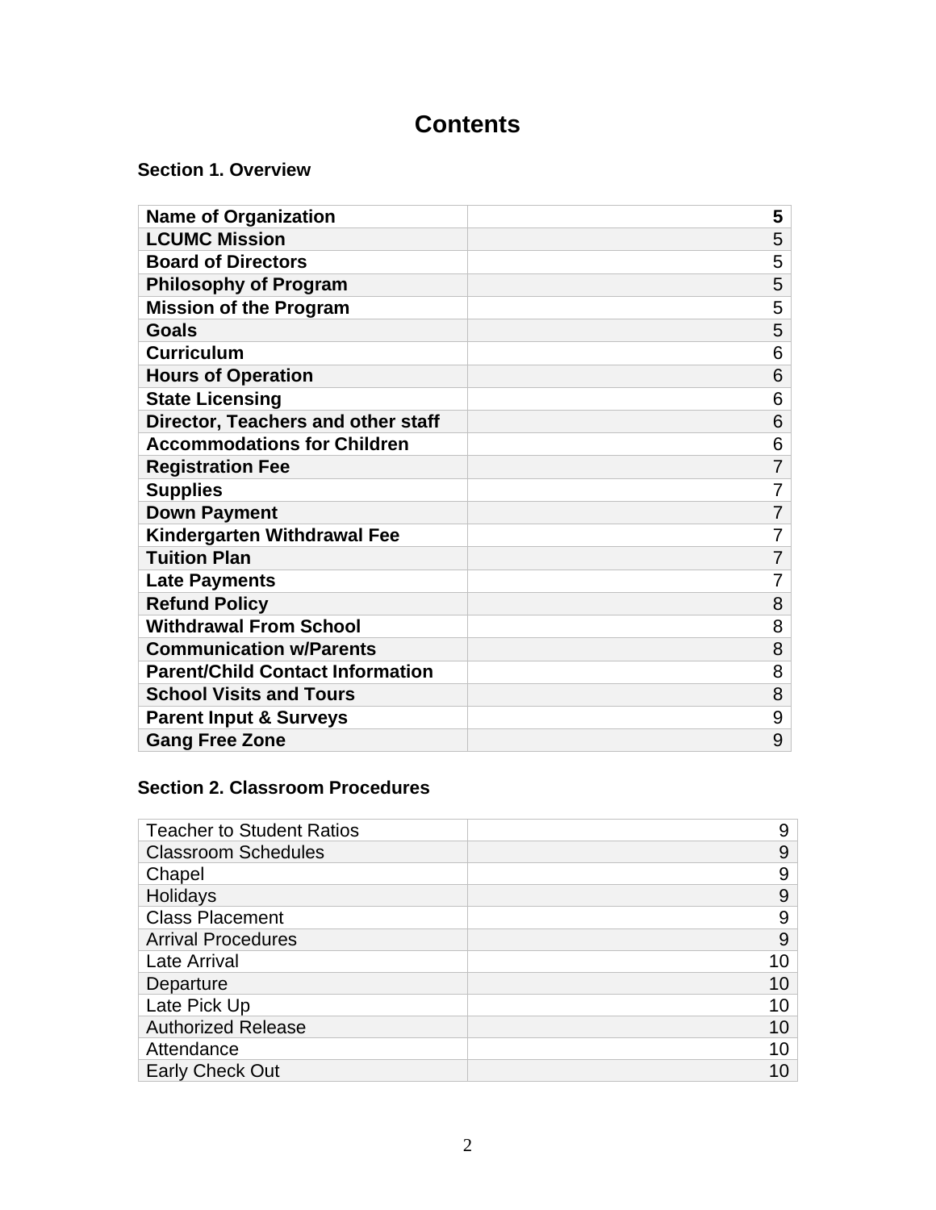# Contents

**Section 1. Overview**

| **Name of Organization** | **5** |
|---|---|
| **LCUMC Mission** | 5 |
| **Board of Directors** | 5 |
| **Philosophy of Program** | 5 |
| **Mission of the Program** | 5 |
| **Goals** | 5 |
| **Curriculum** | 6 |
| **Hours of Operation** | 6 |
| **State Licensing** | 6 |
| **Director, Teachers and other staff** | 6 |
| **Accommodations for Children** | 6 |
| **Registration Fee** | 7 |
| **Supplies** | 7 |
| **Down Payment** | 7 |
| **Kindergarten Withdrawal Fee** | 7 |
| **Tuition Plan** | 7 |
| **Late Payments** | 7 |
| **Refund Policy** | 8 |
| **Withdrawal From School** | 8 |
| **Communication w/Parents** | 8 |
| **Parent/Child Contact Information** | 8 |
| **School Visits and Tours** | 8 |
| **Parent Input & Surveys** | 9 |
| **Gang Free Zone** | 9 |

**Section 2. Classroom Procedures**

| Teacher to Student Ratios | 9 |
|---|---|
| Classroom Schedules | 9 |
| Chapel | 9 |
| Holidays | 9 |
| Class Placement | 9 |
| Arrival Procedures | 9 |
| Late Arrival | 10 |
| Departure | 10 |
| Late Pick Up | 10 |
| Authorized Release | 10 |
| Attendance | 10 |
| Early Check Out | 10 |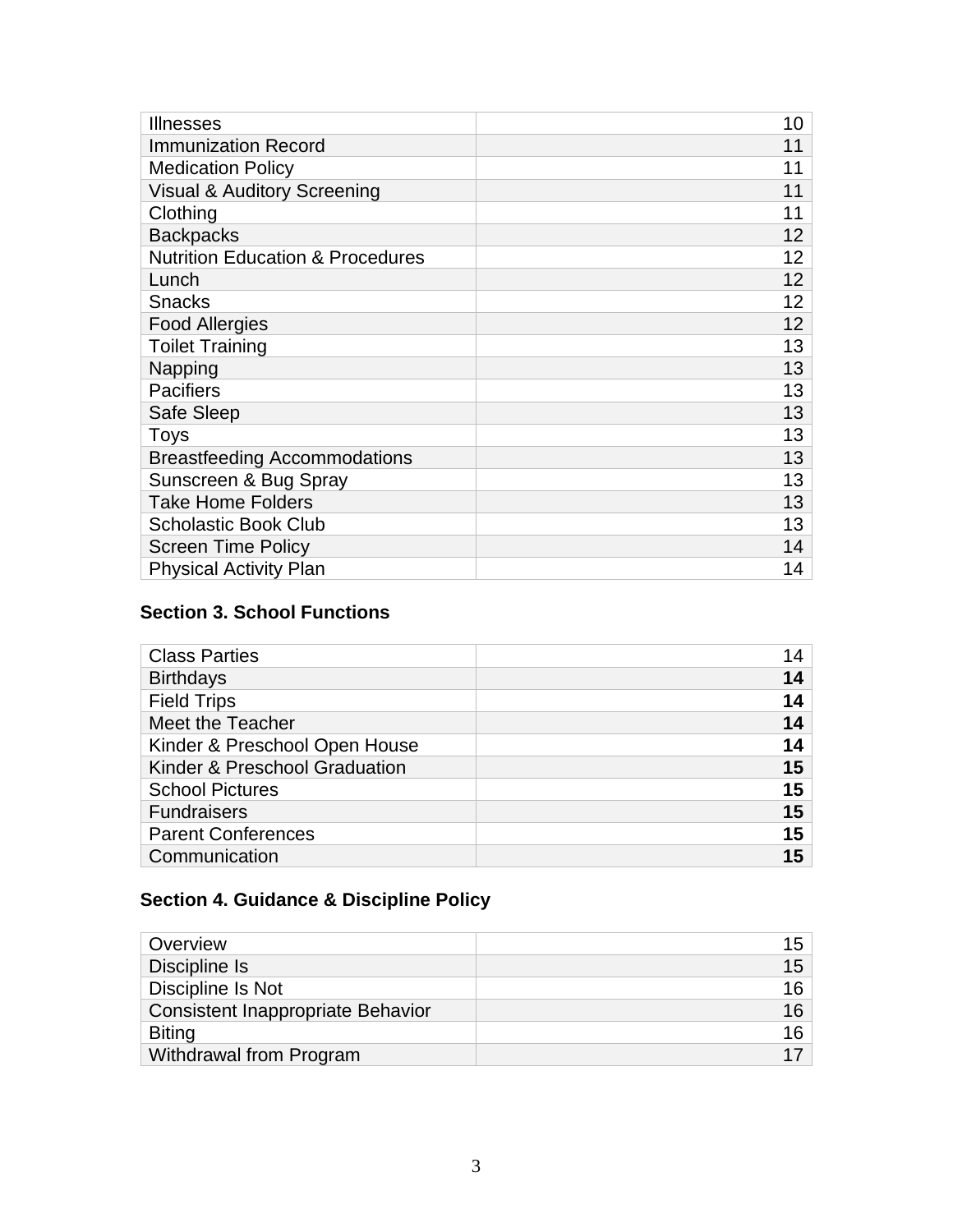| | |
|---|---|
| Illnesses | 10 |
| Immunization Record | 11 |
| Medication Policy | 11 |
| Visual & Auditory Screening | 11 |
| Clothing | 11 |
| Backpacks | 12 |
| Nutrition Education & Procedures | 12 |
| Lunch | 12 |
| Snacks | 12 |
| Food Allergies | 12 |
| Toilet Training | 13 |
| Napping | 13 |
| Pacifiers | 13 |
| Safe Sleep | 13 |
| Toys | 13 |
| Breastfeeding Accommodations | 13 |
| Sunscreen & Bug Spray | 13 |
| Take Home Folders | 13 |
| Scholastic Book Club | 13 |
| Screen Time Policy | 14 |
| Physical Activity Plan | 14 |

### Section 3. School Functions

| | |
|---|---|
| Class Parties | 14 |
| Birthdays | **14** |
| Field Trips | **14** |
| Meet the Teacher | **14** |
| Kinder & Preschool Open House | **14** |
| Kinder & Preschool Graduation | **15** |
| School Pictures | **15** |
| Fundraisers | **15** |
| Parent Conferences | **15** |
| Communication | **15** |

### Section 4. Guidance & Discipline Policy

| | |
|---|---|
| Overview | 15 |
| Discipline Is | 15 |
| Discipline Is Not | 16 |
| Consistent Inappropriate Behavior | 16 |
| Biting | 16 |
| Withdrawal from Program | 17 |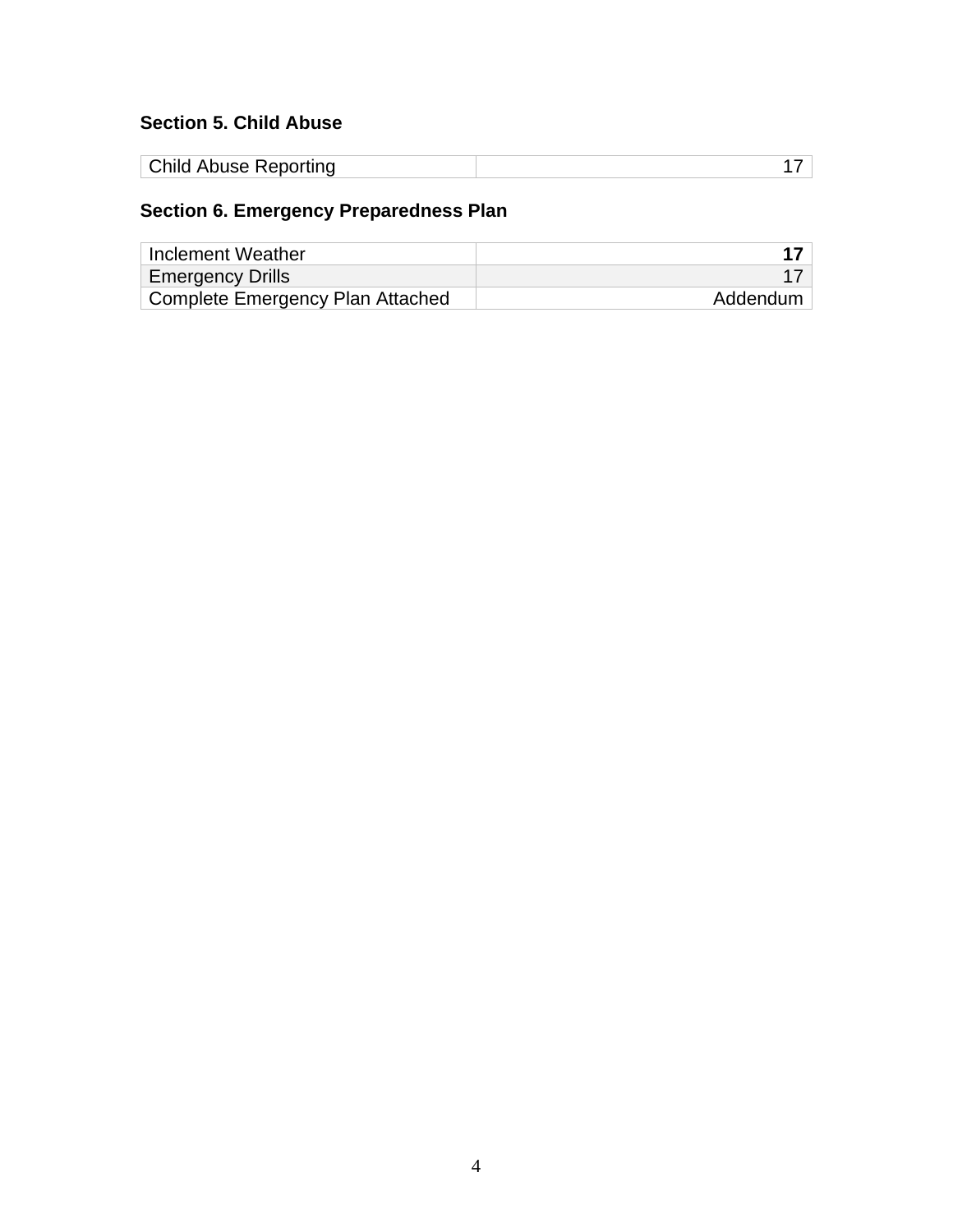**Section 5. Child Abuse**

| | |
|---|---|
| Child Abuse Reporting | 17 |

**Section 6. Emergency Preparedness Plan**

| | |
|---|---|
| Inclement Weather | **17** |
| Emergency Drills | 17 |
| Complete Emergency Plan Attached | Addendum |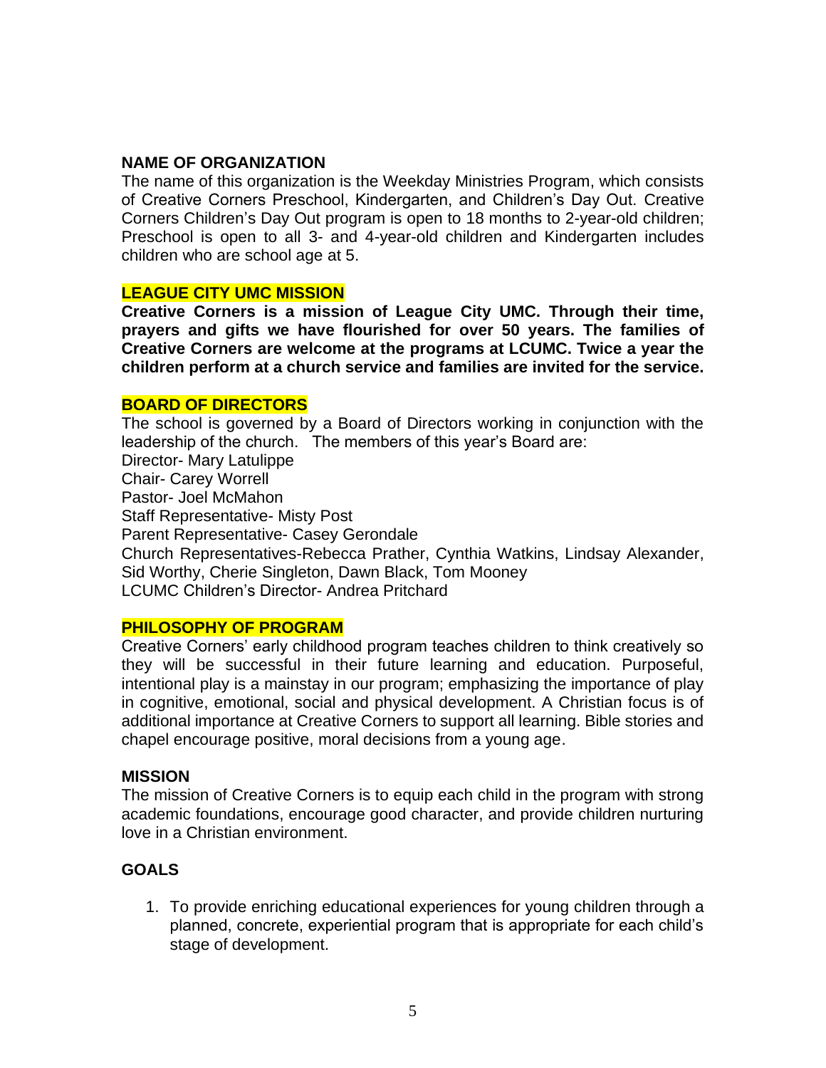## NAME OF ORGANIZATION

The name of this organization is the Weekday Ministries Program, which consists of Creative Corners Preschool, Kindergarten, and Children's Day Out. Creative Corners Children's Day Out program is open to 18 months to 2-year-old children; Preschool is open to all 3- and 4-year-old children and Kindergarten includes children who are school age at 5.

## LEAGUE CITY UMC MISSION

**Creative Corners is a mission of League City UMC. Through their time, prayers and gifts we have flourished for over 50 years. The families of Creative Corners are welcome at the programs at LCUMC. Twice a year the children perform at a church service and families are invited for the service.**

## BOARD OF DIRECTORS

The school is governed by a Board of Directors working in conjunction with the leadership of the church. The members of this year's Board are:
Director- Mary Latulippe
Chair- Carey Worrell
Pastor- Joel McMahon
Staff Representative- Misty Post
Parent Representative- Casey Gerondale
Church Representatives-Rebecca Prather, Cynthia Watkins, Lindsay Alexander, Sid Worthy, Cherie Singleton, Dawn Black, Tom Mooney
LCUMC Children's Director- Andrea Pritchard

## PHILOSOPHY OF PROGRAM

Creative Corners' early childhood program teaches children to think creatively so they will be successful in their future learning and education. Purposeful, intentional play is a mainstay in our program; emphasizing the importance of play in cognitive, emotional, social and physical development. A Christian focus is of additional importance at Creative Corners to support all learning. Bible stories and chapel encourage positive, moral decisions from a young age.

## MISSION

The mission of Creative Corners is to equip each child in the program with strong academic foundations, encourage good character, and provide children nurturing love in a Christian environment.

## GOALS

1. To provide enriching educational experiences for young children through a planned, concrete, experiential program that is appropriate for each child's stage of development.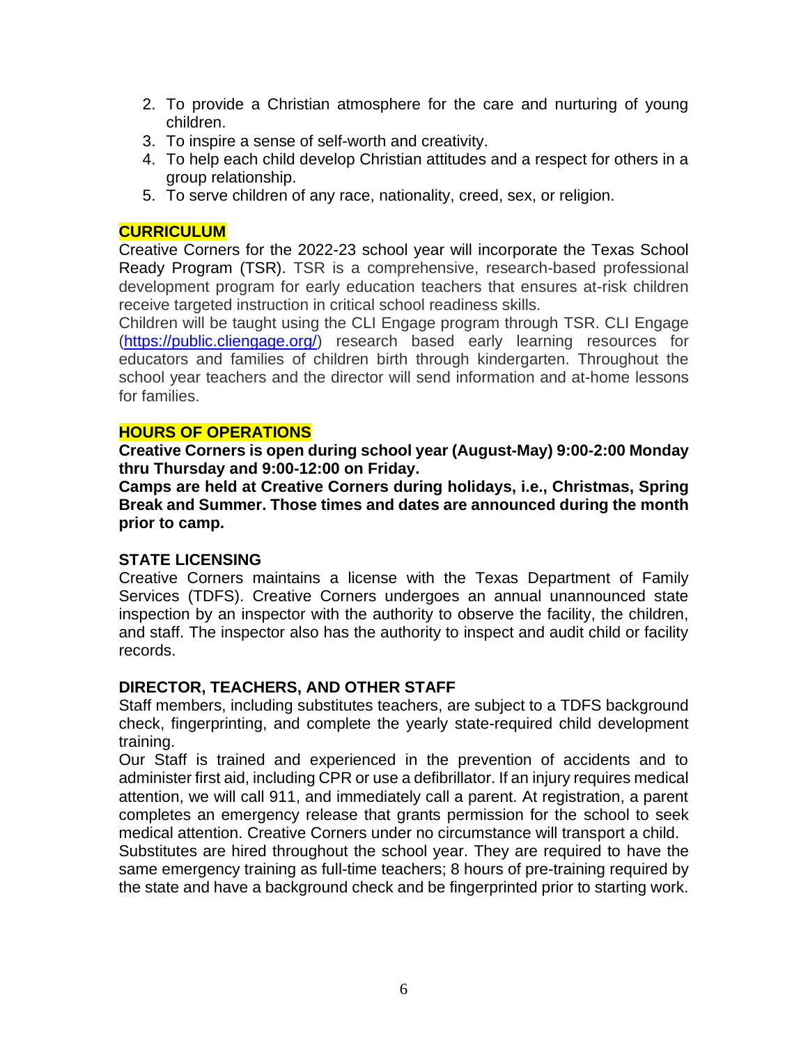2. To provide a Christian atmosphere for the care and nurturing of young children.
3. To inspire a sense of self-worth and creativity.
4. To help each child develop Christian attitudes and a respect for others in a group relationship.
5. To serve children of any race, nationality, creed, sex, or religion.

## CURRICULUM

Creative Corners for the 2022-23 school year will incorporate the Texas School Ready Program (TSR). TSR is a comprehensive, research-based professional development program for early education teachers that ensures at-risk children receive targeted instruction in critical school readiness skills.
Children will be taught using the CLI Engage program through TSR. CLI Engage (https://public.cliengage.org/) research based early learning resources for educators and families of children birth through kindergarten. Throughout the school year teachers and the director will send information and at-home lessons for families.

## HOURS OF OPERATIONS

**Creative Corners is open during school year (August-May) 9:00-2:00 Monday thru Thursday and 9:00-12:00 on Friday.**
**Camps are held at Creative Corners during holidays, i.e., Christmas, Spring Break and Summer. Those times and dates are announced during the month prior to camp.**

## STATE LICENSING

Creative Corners maintains a license with the Texas Department of Family Services (TDFS). Creative Corners undergoes an annual unannounced state inspection by an inspector with the authority to observe the facility, the children, and staff. The inspector also has the authority to inspect and audit child or facility records.

## DIRECTOR, TEACHERS, AND OTHER STAFF

Staff members, including substitutes teachers, are subject to a TDFS background check, fingerprinting, and complete the yearly state-required child development training.
Our Staff is trained and experienced in the prevention of accidents and to administer first aid, including CPR or use a defibrillator. If an injury requires medical attention, we will call 911, and immediately call a parent. At registration, a parent completes an emergency release that grants permission for the school to seek medical attention. Creative Corners under no circumstance will transport a child.
Substitutes are hired throughout the school year. They are required to have the same emergency training as full-time teachers; 8 hours of pre-training required by the state and have a background check and be fingerprinted prior to starting work.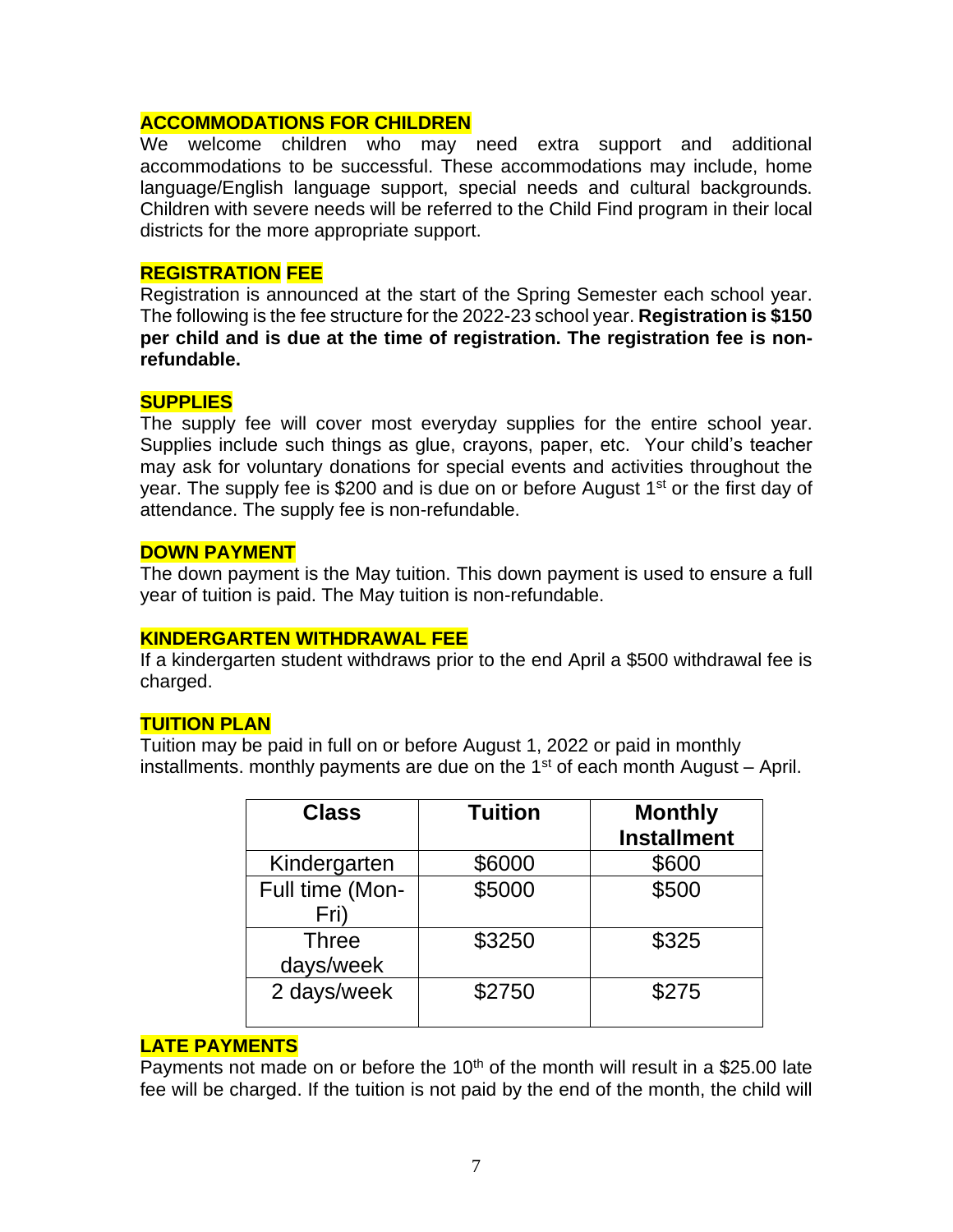## ACCOMMODATIONS FOR CHILDREN

We welcome children who may need extra support and additional accommodations to be successful. These accommodations may include, home language/English language support, special needs and cultural backgrounds. Children with severe needs will be referred to the Child Find program in their local districts for the more appropriate support.

## REGISTRATION FEE

Registration is announced at the start of the Spring Semester each school year. The following is the fee structure for the 2022-23 school year. **Registration is $150 per child and is due at the time of registration. The registration fee is non-refundable.**

## SUPPLIES

The supply fee will cover most everyday supplies for the entire school year. Supplies include such things as glue, crayons, paper, etc. Your child's teacher may ask for voluntary donations for special events and activities throughout the year. The supply fee is $200 and is due on or before August 1st or the first day of attendance. The supply fee is non-refundable.

## DOWN PAYMENT

The down payment is the May tuition. This down payment is used to ensure a full year of tuition is paid. The May tuition is non-refundable.

## KINDERGARTEN WITHDRAWAL FEE

If a kindergarten student withdraws prior to the end April a $500 withdrawal fee is charged.

## TUITION PLAN

Tuition may be paid in full on or before August 1, 2022 or paid in monthly installments. monthly payments are due on the 1st of each month August – April.

| Class | Tuition | Monthly Installment |
|---|---|---|
| Kindergarten | $6000 | $600 |
| Full time (Mon-Fri) | $5000 | $500 |
| Three days/week | $3250 | $325 |
| 2 days/week | $2750 | $275 |

## LATE PAYMENTS

Payments not made on or before the 10th of the month will result in a $25.00 late fee will be charged. If the tuition is not paid by the end of the month, the child will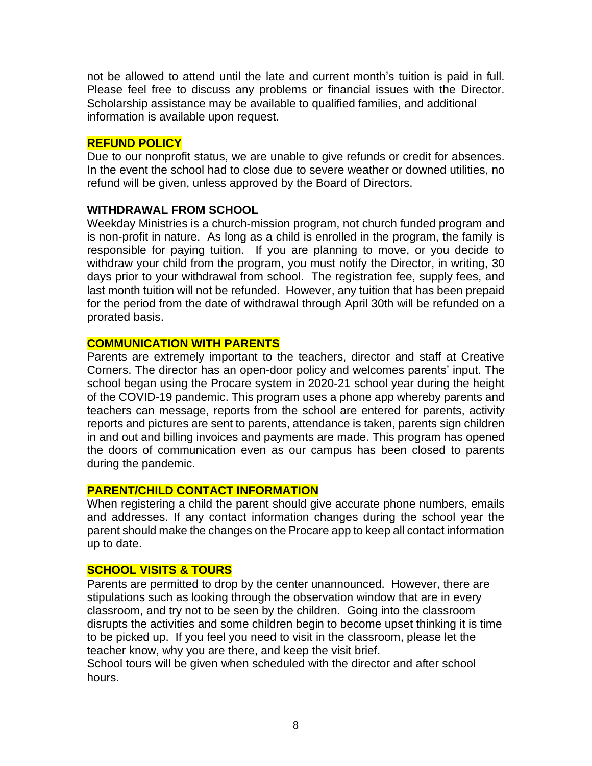not be allowed to attend until the late and current month's tuition is paid in full. Please feel free to discuss any problems or financial issues with the Director. Scholarship assistance may be available to qualified families, and additional information is available upon request.

**REFUND POLICY**

Due to our nonprofit status, we are unable to give refunds or credit for absences. In the event the school had to close due to severe weather or downed utilities, no refund will be given, unless approved by the Board of Directors.

**WITHDRAWAL FROM SCHOOL**

Weekday Ministries is a church-mission program, not church funded program and is non-profit in nature. As long as a child is enrolled in the program, the family is responsible for paying tuition. If you are planning to move, or you decide to withdraw your child from the program, you must notify the Director, in writing, 30 days prior to your withdrawal from school. The registration fee, supply fees, and last month tuition will not be refunded. However, any tuition that has been prepaid for the period from the date of withdrawal through April 30th will be refunded on a prorated basis.

**COMMUNICATION WITH PARENTS**

Parents are extremely important to the teachers, director and staff at Creative Corners. The director has an open-door policy and welcomes parents' input. The school began using the Procare system in 2020-21 school year during the height of the COVID-19 pandemic. This program uses a phone app whereby parents and teachers can message, reports from the school are entered for parents, activity reports and pictures are sent to parents, attendance is taken, parents sign children in and out and billing invoices and payments are made. This program has opened the doors of communication even as our campus has been closed to parents during the pandemic.

**PARENT/CHILD CONTACT INFORMATION**

When registering a child the parent should give accurate phone numbers, emails and addresses. If any contact information changes during the school year the parent should make the changes on the Procare app to keep all contact information up to date.

**SCHOOL VISITS & TOURS**

Parents are permitted to drop by the center unannounced. However, there are stipulations such as looking through the observation window that are in every classroom, and try not to be seen by the children. Going into the classroom disrupts the activities and some children begin to become upset thinking it is time to be picked up. If you feel you need to visit in the classroom, please let the teacher know, why you are there, and keep the visit brief.

School tours will be given when scheduled with the director and after school hours.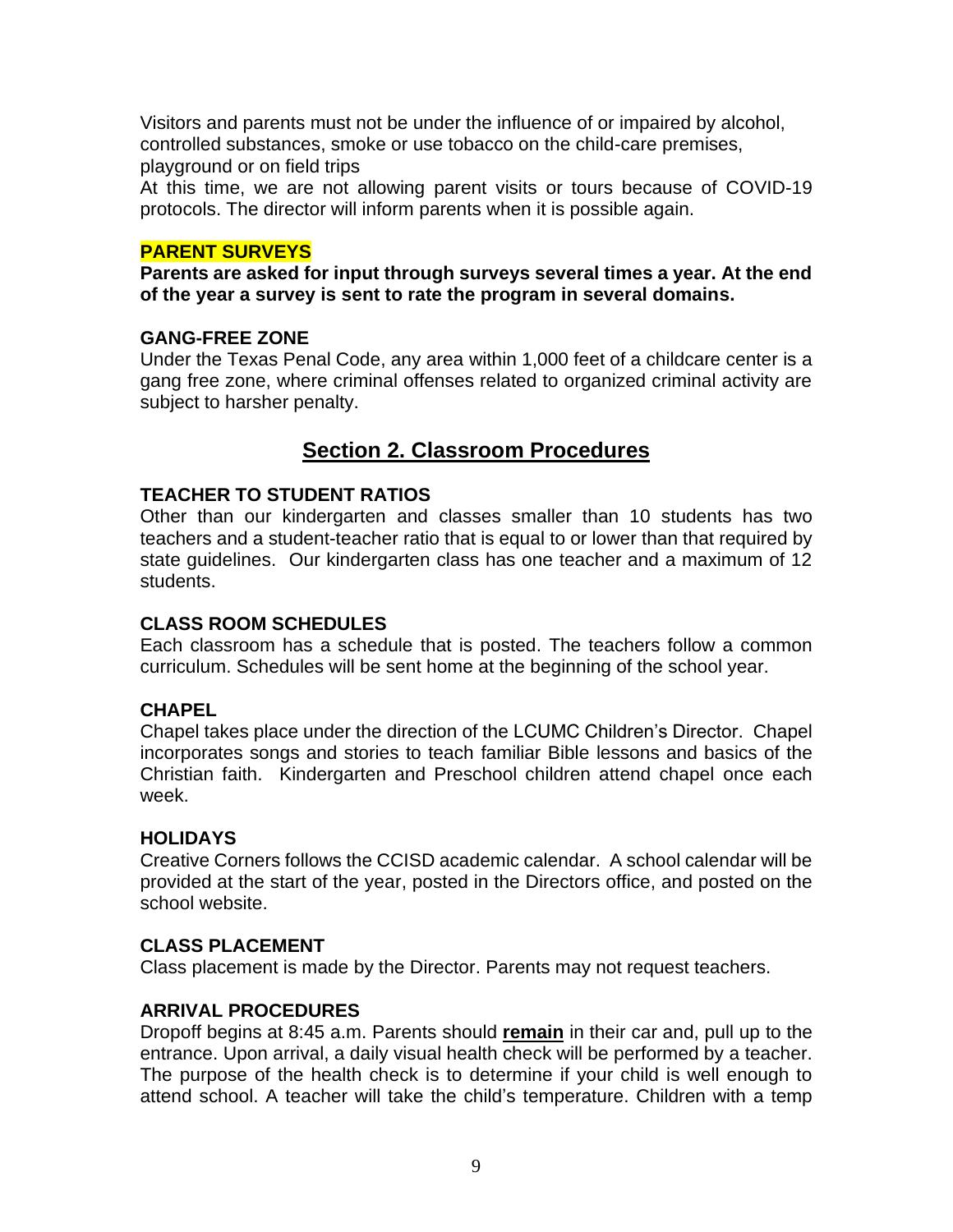Visitors and parents must not be under the influence of or impaired by alcohol, controlled substances, smoke or use tobacco on the child-care premises, playground or on field trips

At this time, we are not allowing parent visits or tours because of COVID-19 protocols. The director will inform parents when it is possible again.

### PARENT SURVEYS

**Parents are asked for input through surveys several times a year. At the end of the year a survey is sent to rate the program in several domains.**

### GANG-FREE ZONE

Under the Texas Penal Code, any area within 1,000 feet of a childcare center is a gang free zone, where criminal offenses related to organized criminal activity are subject to harsher penalty.

## Section 2. Classroom Procedures

### TEACHER TO STUDENT RATIOS

Other than our kindergarten and classes smaller than 10 students has two teachers and a student-teacher ratio that is equal to or lower than that required by state guidelines. Our kindergarten class has one teacher and a maximum of 12 students.

### CLASS ROOM SCHEDULES

Each classroom has a schedule that is posted. The teachers follow a common curriculum. Schedules will be sent home at the beginning of the school year.

### CHAPEL

Chapel takes place under the direction of the LCUMC Children's Director. Chapel incorporates songs and stories to teach familiar Bible lessons and basics of the Christian faith. Kindergarten and Preschool children attend chapel once each week.

### HOLIDAYS

Creative Corners follows the CCISD academic calendar. A school calendar will be provided at the start of the year, posted in the Directors office, and posted on the school website.

### CLASS PLACEMENT

Class placement is made by the Director. Parents may not request teachers.

### ARRIVAL PROCEDURES

Dropoff begins at 8:45 a.m. Parents should **remain** in their car and, pull up to the entrance. Upon arrival, a daily visual health check will be performed by a teacher. The purpose of the health check is to determine if your child is well enough to attend school. A teacher will take the child's temperature. Children with a temp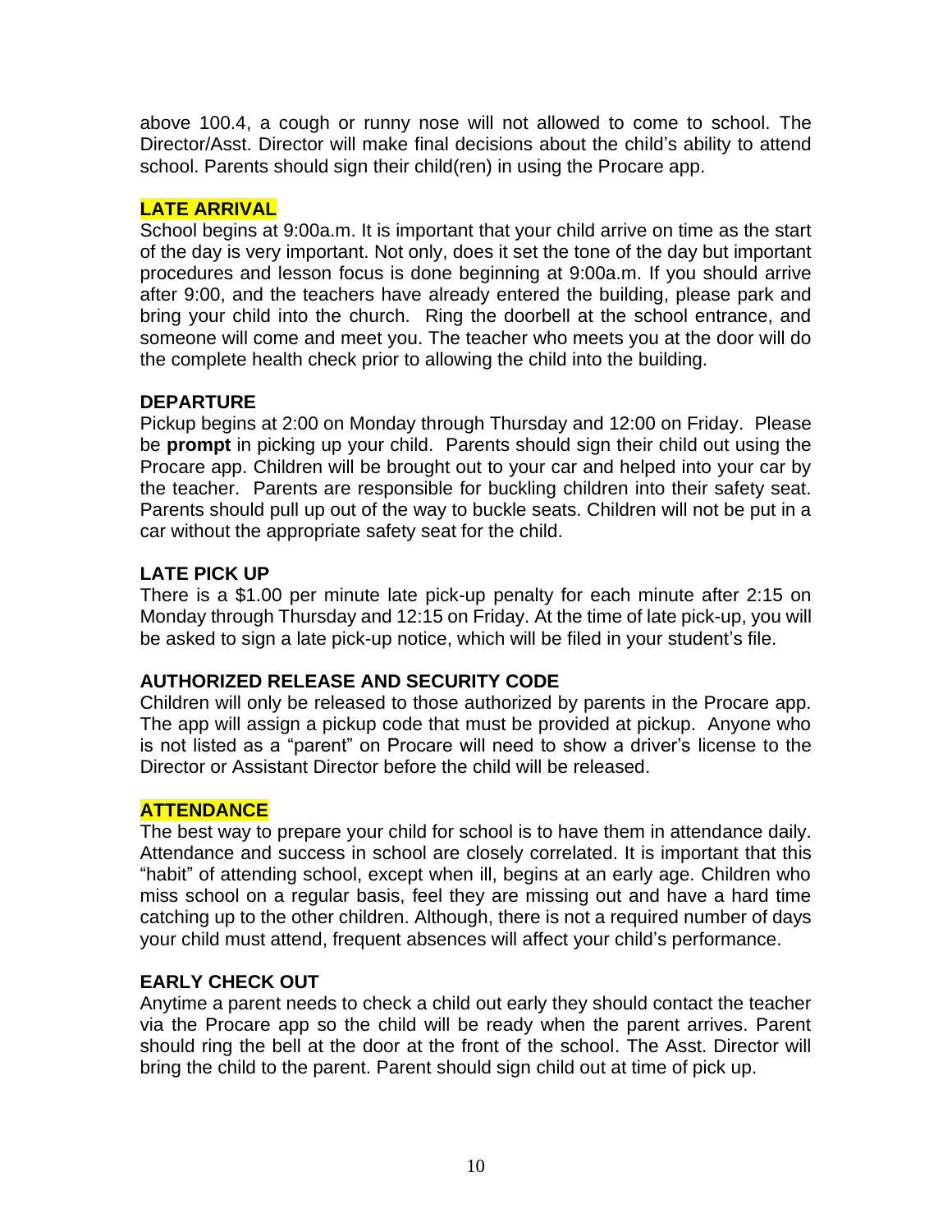above 100.4, a cough or runny nose will not allowed to come to school. The Director/Asst. Director will make final decisions about the child's ability to attend school. Parents should sign their child(ren) in using the Procare app.

## LATE ARRIVAL

School begins at 9:00a.m. It is important that your child arrive on time as the start of the day is very important. Not only, does it set the tone of the day but important procedures and lesson focus is done beginning at 9:00a.m. If you should arrive after 9:00, and the teachers have already entered the building, please park and bring your child into the church. Ring the doorbell at the school entrance, and someone will come and meet you. The teacher who meets you at the door will do the complete health check prior to allowing the child into the building.

## DEPARTURE

Pickup begins at 2:00 on Monday through Thursday and 12:00 on Friday. Please be **prompt** in picking up your child. Parents should sign their child out using the Procare app. Children will be brought out to your car and helped into your car by the teacher. Parents are responsible for buckling children into their safety seat. Parents should pull up out of the way to buckle seats. Children will not be put in a car without the appropriate safety seat for the child.

## LATE PICK UP

There is a $1.00 per minute late pick-up penalty for each minute after 2:15 on Monday through Thursday and 12:15 on Friday. At the time of late pick-up, you will be asked to sign a late pick-up notice, which will be filed in your student's file.

## AUTHORIZED RELEASE AND SECURITY CODE

Children will only be released to those authorized by parents in the Procare app. The app will assign a pickup code that must be provided at pickup. Anyone who is not listed as a "parent" on Procare will need to show a driver's license to the Director or Assistant Director before the child will be released.

## ATTENDANCE

The best way to prepare your child for school is to have them in attendance daily. Attendance and success in school are closely correlated. It is important that this "habit" of attending school, except when ill, begins at an early age. Children who miss school on a regular basis, feel they are missing out and have a hard time catching up to the other children. Although, there is not a required number of days your child must attend, frequent absences will affect your child's performance.

## EARLY CHECK OUT

Anytime a parent needs to check a child out early they should contact the teacher via the Procare app so the child will be ready when the parent arrives. Parent should ring the bell at the door at the front of the school. The Asst. Director will bring the child to the parent. Parent should sign child out at time of pick up.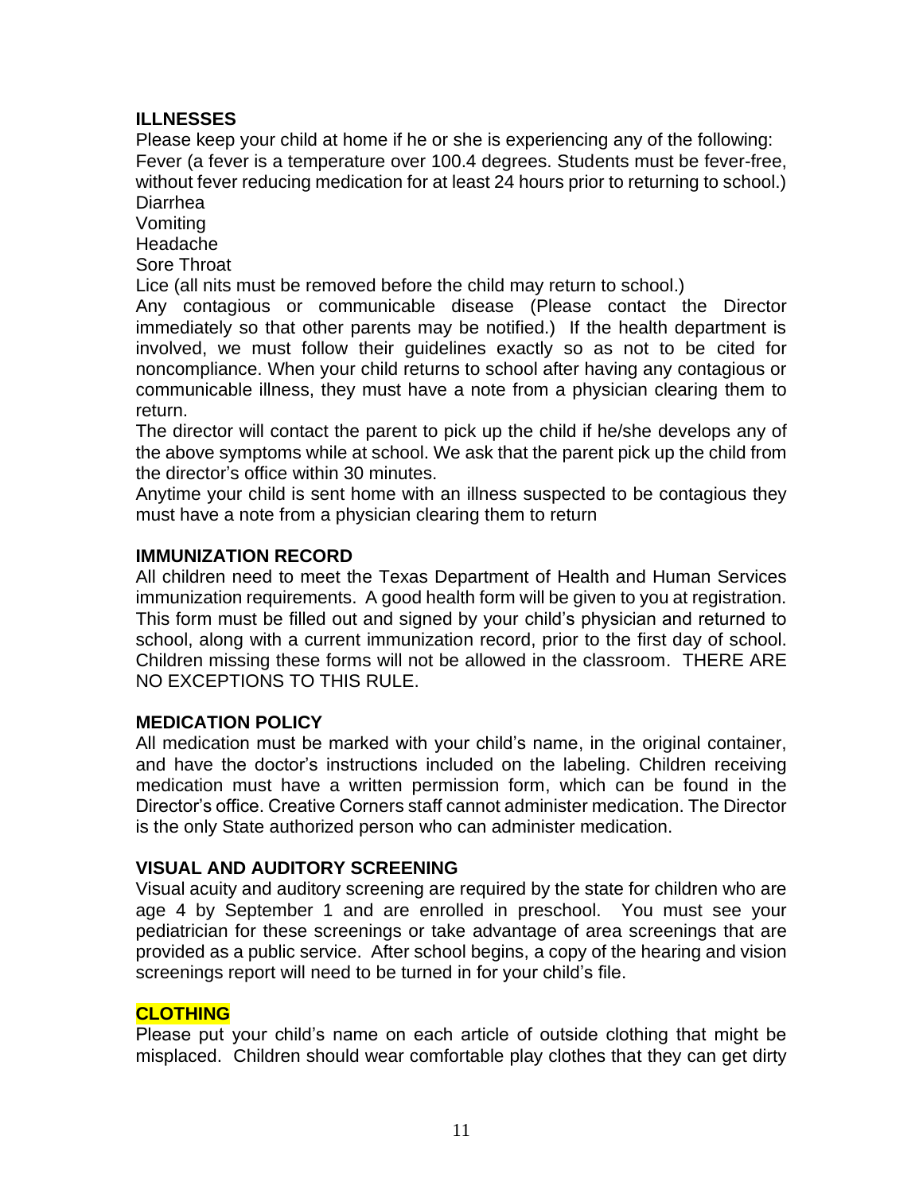## ILLNESSES

Please keep your child at home if he or she is experiencing any of the following:

Fever (a fever is a temperature over 100.4 degrees. Students must be fever-free, without fever reducing medication for at least 24 hours prior to returning to school.)

Diarrhea

Vomiting

Headache

Sore Throat

Lice (all nits must be removed before the child may return to school.)

Any contagious or communicable disease (Please contact the Director immediately so that other parents may be notified.) If the health department is involved, we must follow their guidelines exactly so as not to be cited for noncompliance. When your child returns to school after having any contagious or communicable illness, they must have a note from a physician clearing them to return.

The director will contact the parent to pick up the child if he/she develops any of the above symptoms while at school. We ask that the parent pick up the child from the director's office within 30 minutes.

Anytime your child is sent home with an illness suspected to be contagious they must have a note from a physician clearing them to return

## IMMUNIZATION RECORD

All children need to meet the Texas Department of Health and Human Services immunization requirements. A good health form will be given to you at registration. This form must be filled out and signed by your child's physician and returned to school, along with a current immunization record, prior to the first day of school. Children missing these forms will not be allowed in the classroom. THERE ARE NO EXCEPTIONS TO THIS RULE.

## MEDICATION POLICY

All medication must be marked with your child's name, in the original container, and have the doctor's instructions included on the labeling. Children receiving medication must have a written permission form, which can be found in the Director's office. Creative Corners staff cannot administer medication. The Director is the only State authorized person who can administer medication.

## VISUAL AND AUDITORY SCREENING

Visual acuity and auditory screening are required by the state for children who are age 4 by September 1 and are enrolled in preschool. You must see your pediatrician for these screenings or take advantage of area screenings that are provided as a public service. After school begins, a copy of the hearing and vision screenings report will need to be turned in for your child's file.

## CLOTHING

Please put your child's name on each article of outside clothing that might be misplaced. Children should wear comfortable play clothes that they can get dirty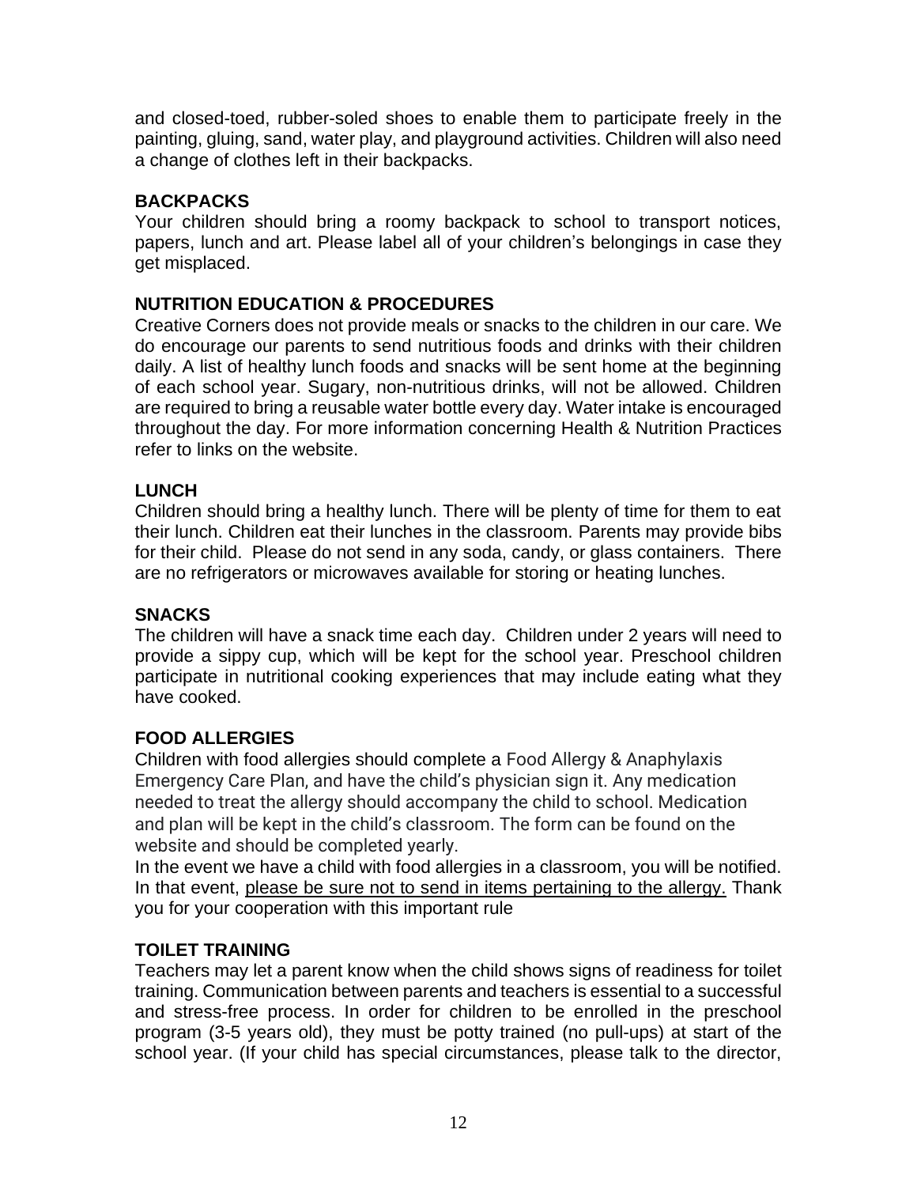and closed-toed, rubber-soled shoes to enable them to participate freely in the painting, gluing, sand, water play, and playground activities. Children will also need a change of clothes left in their backpacks.

### BACKPACKS

Your children should bring a roomy backpack to school to transport notices, papers, lunch and art. Please label all of your children's belongings in case they get misplaced.

### NUTRITION EDUCATION & PROCEDURES

Creative Corners does not provide meals or snacks to the children in our care. We do encourage our parents to send nutritious foods and drinks with their children daily. A list of healthy lunch foods and snacks will be sent home at the beginning of each school year. Sugary, non-nutritious drinks, will not be allowed. Children are required to bring a reusable water bottle every day. Water intake is encouraged throughout the day. For more information concerning Health & Nutrition Practices refer to links on the website.

### LUNCH

Children should bring a healthy lunch. There will be plenty of time for them to eat their lunch. Children eat their lunches in the classroom. Parents may provide bibs for their child. Please do not send in any soda, candy, or glass containers. There are no refrigerators or microwaves available for storing or heating lunches.

### SNACKS

The children will have a snack time each day. Children under 2 years will need to provide a sippy cup, which will be kept for the school year. Preschool children participate in nutritional cooking experiences that may include eating what they have cooked.

### FOOD ALLERGIES

Children with food allergies should complete a Food Allergy & Anaphylaxis Emergency Care Plan, and have the child's physician sign it. Any medication needed to treat the allergy should accompany the child to school. Medication and plan will be kept in the child's classroom. The form can be found on the website and should be completed yearly.

In the event we have a child with food allergies in a classroom, you will be notified. In that event, please be sure not to send in items pertaining to the allergy. Thank you for your cooperation with this important rule

### TOILET TRAINING

Teachers may let a parent know when the child shows signs of readiness for toilet training. Communication between parents and teachers is essential to a successful and stress-free process. In order for children to be enrolled in the preschool program (3-5 years old), they must be potty trained (no pull-ups) at start of the school year. (If your child has special circumstances, please talk to the director,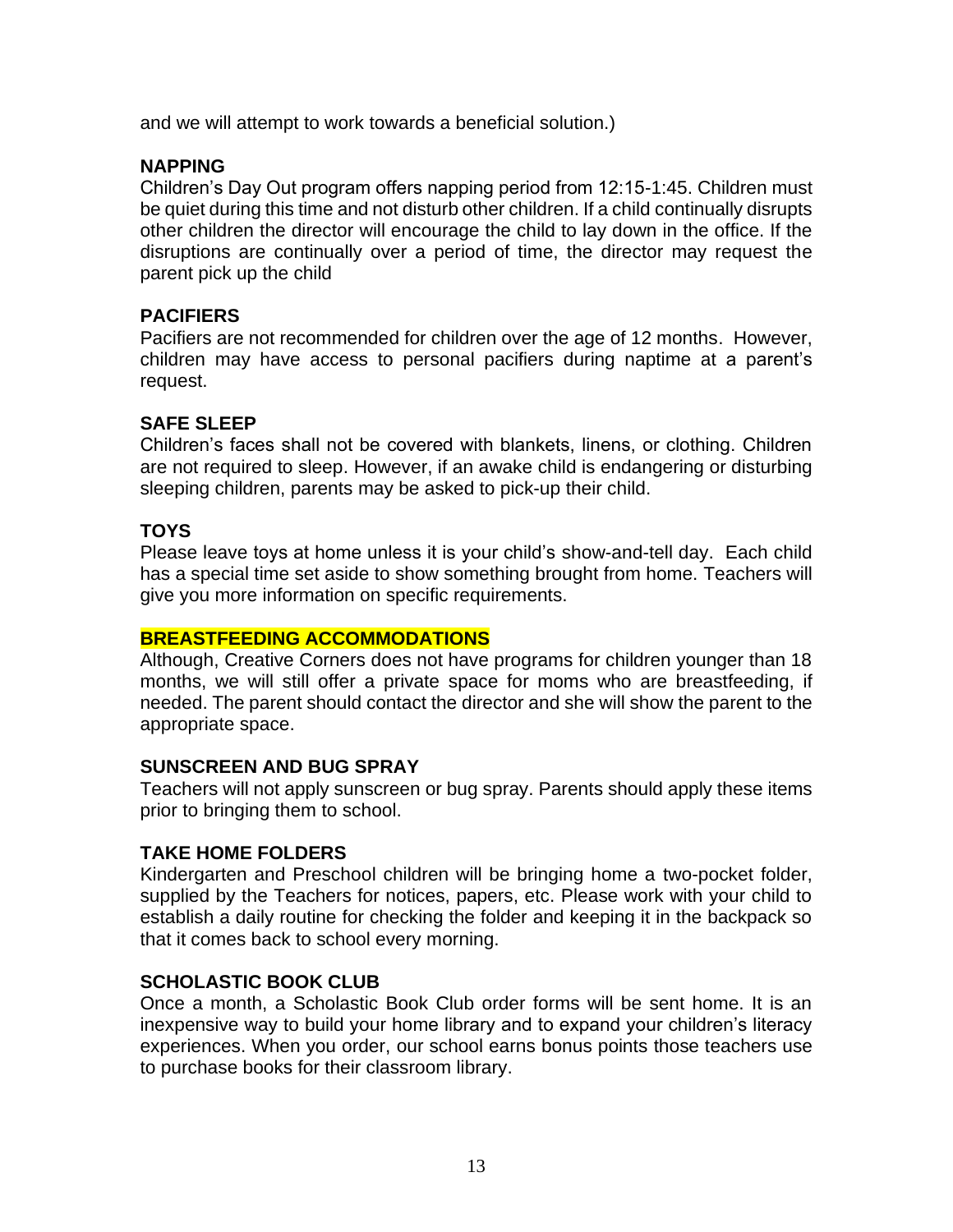and we will attempt to work towards a beneficial solution.)

## NAPPING

Children's Day Out program offers napping period from 12:15-1:45. Children must be quiet during this time and not disturb other children. If a child continually disrupts other children the director will encourage the child to lay down in the office. If the disruptions are continually over a period of time, the director may request the parent pick up the child

## PACIFIERS

Pacifiers are not recommended for children over the age of 12 months. However, children may have access to personal pacifiers during naptime at a parent's request.

## SAFE SLEEP

Children's faces shall not be covered with blankets, linens, or clothing. Children are not required to sleep. However, if an awake child is endangering or disturbing sleeping children, parents may be asked to pick-up their child.

## TOYS

Please leave toys at home unless it is your child's show-and-tell day. Each child has a special time set aside to show something brought from home. Teachers will give you more information on specific requirements.

## BREASTFEEDING ACCOMMODATIONS

Although, Creative Corners does not have programs for children younger than 18 months, we will still offer a private space for moms who are breastfeeding, if needed. The parent should contact the director and she will show the parent to the appropriate space.

## SUNSCREEN AND BUG SPRAY

Teachers will not apply sunscreen or bug spray. Parents should apply these items prior to bringing them to school.

## TAKE HOME FOLDERS

Kindergarten and Preschool children will be bringing home a two-pocket folder, supplied by the Teachers for notices, papers, etc. Please work with your child to establish a daily routine for checking the folder and keeping it in the backpack so that it comes back to school every morning.

## SCHOLASTIC BOOK CLUB

Once a month, a Scholastic Book Club order forms will be sent home. It is an inexpensive way to build your home library and to expand your children's literacy experiences. When you order, our school earns bonus points those teachers use to purchase books for their classroom library.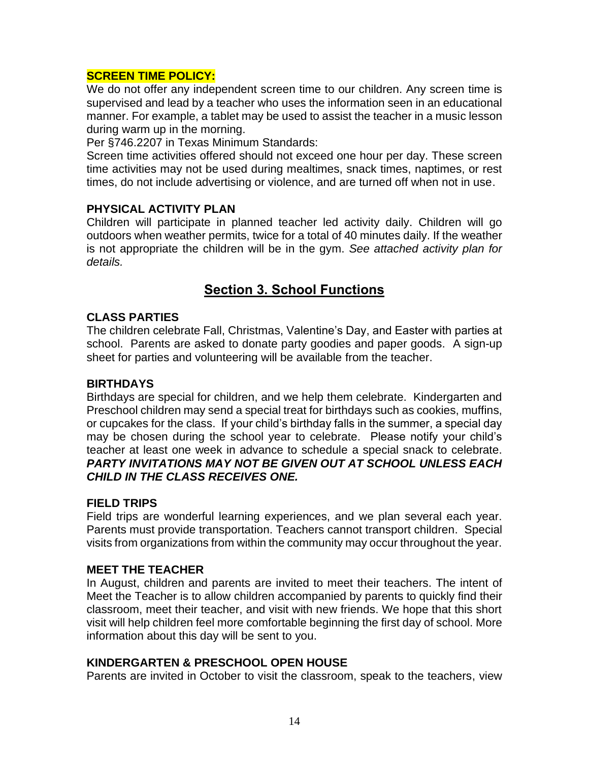### SCREEN TIME POLICY:

We do not offer any independent screen time to our children. Any screen time is supervised and lead by a teacher who uses the information seen in an educational manner. For example, a tablet may be used to assist the teacher in a music lesson during warm up in the morning.

Per §746.2207 in Texas Minimum Standards:

Screen time activities offered should not exceed one hour per day. These screen time activities may not be used during mealtimes, snack times, naptimes, or rest times, do not include advertising or violence, and are turned off when not in use.

### PHYSICAL ACTIVITY PLAN

Children will participate in planned teacher led activity daily. Children will go outdoors when weather permits, twice for a total of 40 minutes daily. If the weather is not appropriate the children will be in the gym. *See attached activity plan for details.*

## Section 3. School Functions

### CLASS PARTIES

The children celebrate Fall, Christmas, Valentine's Day, and Easter with parties at school. Parents are asked to donate party goodies and paper goods. A sign-up sheet for parties and volunteering will be available from the teacher.

### BIRTHDAYS

Birthdays are special for children, and we help them celebrate. Kindergarten and Preschool children may send a special treat for birthdays such as cookies, muffins, or cupcakes for the class. If your child's birthday falls in the summer, a special day may be chosen during the school year to celebrate. Please notify your child's teacher at least one week in advance to schedule a special snack to celebrate. ***PARTY INVITATIONS MAY NOT BE GIVEN OUT AT SCHOOL UNLESS EACH CHILD IN THE CLASS RECEIVES ONE.***

### FIELD TRIPS

Field trips are wonderful learning experiences, and we plan several each year. Parents must provide transportation. Teachers cannot transport children. Special visits from organizations from within the community may occur throughout the year.

### MEET THE TEACHER

In August, children and parents are invited to meet their teachers. The intent of Meet the Teacher is to allow children accompanied by parents to quickly find their classroom, meet their teacher, and visit with new friends. We hope that this short visit will help children feel more comfortable beginning the first day of school. More information about this day will be sent to you.

### KINDERGARTEN & PRESCHOOL OPEN HOUSE

Parents are invited in October to visit the classroom, speak to the teachers, view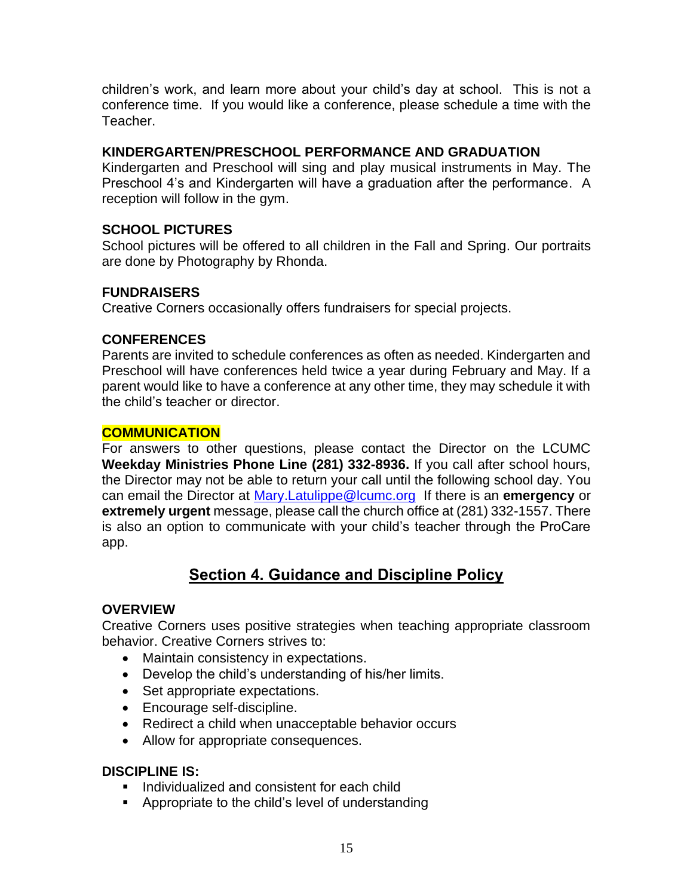children's work, and learn more about your child's day at school. This is not a conference time. If you would like a conference, please schedule a time with the Teacher.

### KINDERGARTEN/PRESCHOOL PERFORMANCE AND GRADUATION

Kindergarten and Preschool will sing and play musical instruments in May. The Preschool 4's and Kindergarten will have a graduation after the performance. A reception will follow in the gym.

### SCHOOL PICTURES

School pictures will be offered to all children in the Fall and Spring. Our portraits are done by Photography by Rhonda.

### FUNDRAISERS

Creative Corners occasionally offers fundraisers for special projects.

### CONFERENCES

Parents are invited to schedule conferences as often as needed. Kindergarten and Preschool will have conferences held twice a year during February and May. If a parent would like to have a conference at any other time, they may schedule it with the child's teacher or director.

### COMMUNICATION

For answers to other questions, please contact the Director on the LCUMC **Weekday Ministries Phone Line (281) 332-8936.** If you call after school hours, the Director may not be able to return your call until the following school day. You can email the Director at [Mary.Latulippe@lcumc.org](mailto:Mary.Latulippe@lcumc.org) If there is an **emergency** or **extremely urgent** message, please call the church office at (281) 332-1557. There is also an option to communicate with your child's teacher through the ProCare app.

## Section 4. Guidance and Discipline Policy

### OVERVIEW

Creative Corners uses positive strategies when teaching appropriate classroom behavior. Creative Corners strives to:

- Maintain consistency in expectations.
- Develop the child's understanding of his/her limits.
- Set appropriate expectations.
- Encourage self-discipline.
- Redirect a child when unacceptable behavior occurs
- Allow for appropriate consequences.

### DISCIPLINE IS:

- Individualized and consistent for each child
- Appropriate to the child's level of understanding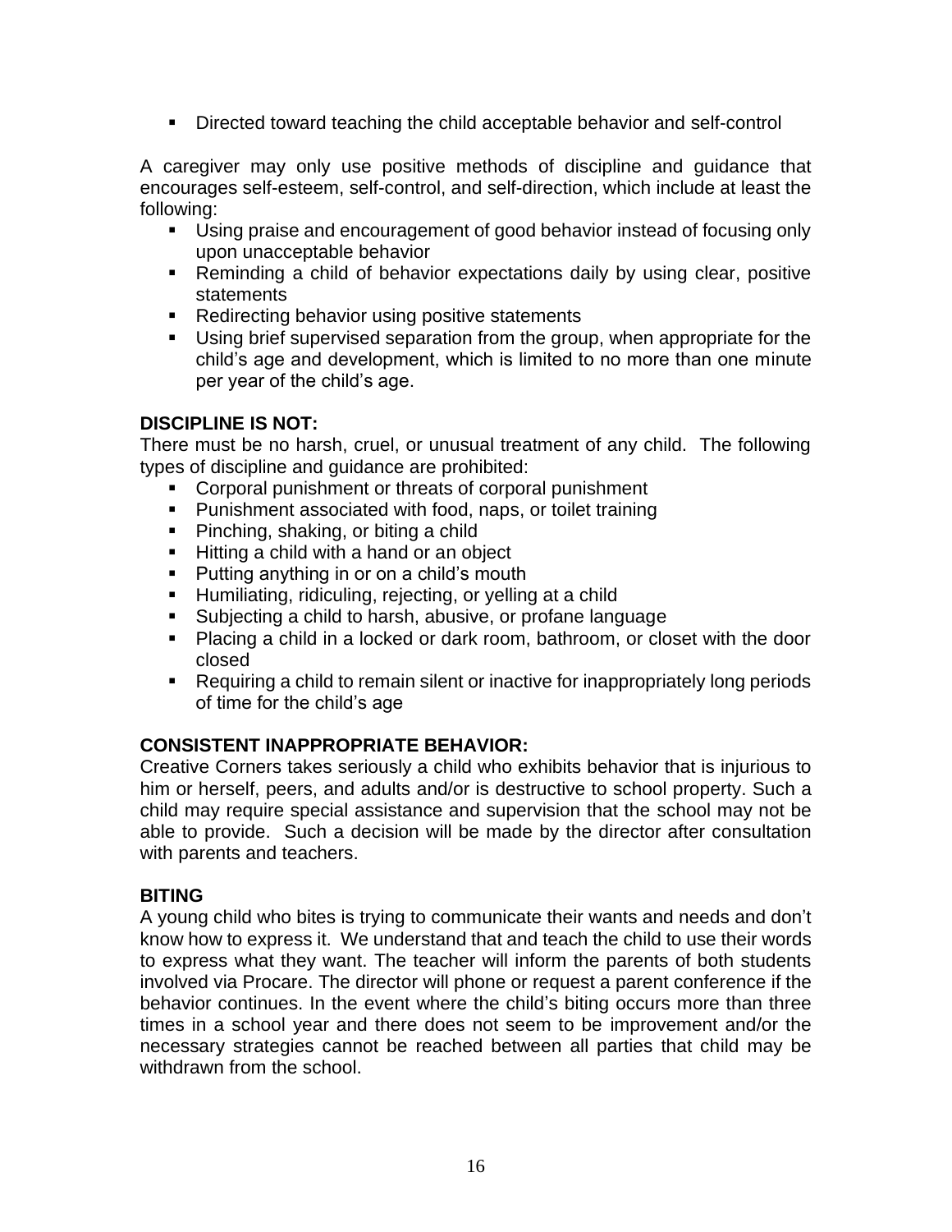- Directed toward teaching the child acceptable behavior and self-control

A caregiver may only use positive methods of discipline and guidance that encourages self-esteem, self-control, and self-direction, which include at least the following:

- Using praise and encouragement of good behavior instead of focusing only upon unacceptable behavior
- Reminding a child of behavior expectations daily by using clear, positive statements
- Redirecting behavior using positive statements
- Using brief supervised separation from the group, when appropriate for the child's age and development, which is limited to no more than one minute per year of the child's age.

**DISCIPLINE IS NOT:**

There must be no harsh, cruel, or unusual treatment of any child. The following types of discipline and guidance are prohibited:

- Corporal punishment or threats of corporal punishment
- Punishment associated with food, naps, or toilet training
- Pinching, shaking, or biting a child
- Hitting a child with a hand or an object
- Putting anything in or on a child's mouth
- Humiliating, ridiculing, rejecting, or yelling at a child
- Subjecting a child to harsh, abusive, or profane language
- Placing a child in a locked or dark room, bathroom, or closet with the door closed
- Requiring a child to remain silent or inactive for inappropriately long periods of time for the child's age

**CONSISTENT INAPPROPRIATE BEHAVIOR:**

Creative Corners takes seriously a child who exhibits behavior that is injurious to him or herself, peers, and adults and/or is destructive to school property. Such a child may require special assistance and supervision that the school may not be able to provide. Such a decision will be made by the director after consultation with parents and teachers.

**BITING**

A young child who bites is trying to communicate their wants and needs and don't know how to express it. We understand that and teach the child to use their words to express what they want. The teacher will inform the parents of both students involved via Procare. The director will phone or request a parent conference if the behavior continues. In the event where the child's biting occurs more than three times in a school year and there does not seem to be improvement and/or the necessary strategies cannot be reached between all parties that child may be withdrawn from the school.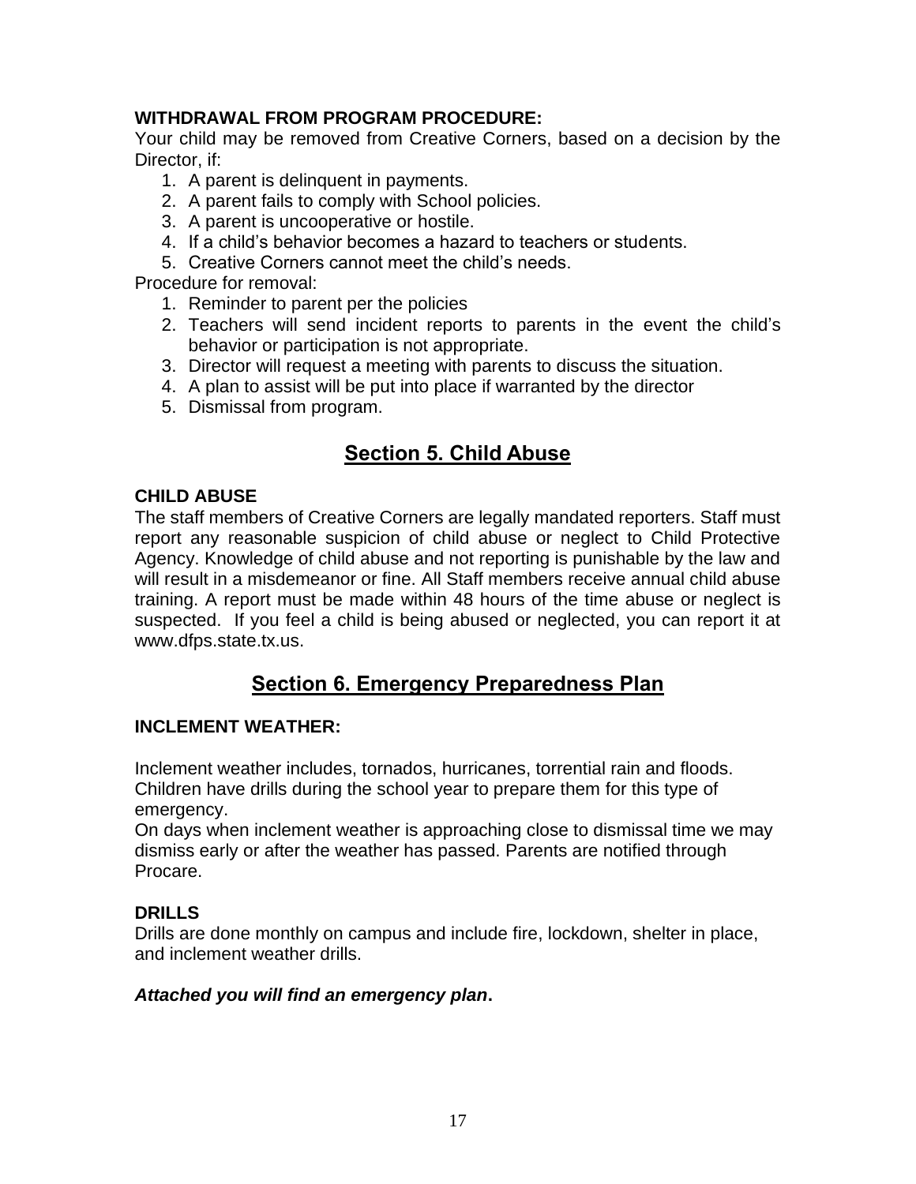**WITHDRAWAL FROM PROGRAM PROCEDURE:**

Your child may be removed from Creative Corners, based on a decision by the Director, if:

1. A parent is delinquent in payments.
2. A parent fails to comply with School policies.
3. A parent is uncooperative or hostile.
4. If a child's behavior becomes a hazard to teachers or students.
5. Creative Corners cannot meet the child's needs.

Procedure for removal:

1. Reminder to parent per the policies
2. Teachers will send incident reports to parents in the event the child's behavior or participation is not appropriate.
3. Director will request a meeting with parents to discuss the situation.
4. A plan to assist will be put into place if warranted by the director
5. Dismissal from program.

## Section 5. Child Abuse

**CHILD ABUSE**

The staff members of Creative Corners are legally mandated reporters. Staff must report any reasonable suspicion of child abuse or neglect to Child Protective Agency. Knowledge of child abuse and not reporting is punishable by the law and will result in a misdemeanor or fine. All Staff members receive annual child abuse training. A report must be made within 48 hours of the time abuse or neglect is suspected. If you feel a child is being abused or neglected, you can report it at www.dfps.state.tx.us.

## Section 6. Emergency Preparedness Plan

**INCLEMENT WEATHER:**

Inclement weather includes, tornados, hurricanes, torrential rain and floods. Children have drills during the school year to prepare them for this type of emergency.

On days when inclement weather is approaching close to dismissal time we may dismiss early or after the weather has passed. Parents are notified through Procare.

**DRILLS**

Drills are done monthly on campus and include fire, lockdown, shelter in place, and inclement weather drills.

***Attached you will find an emergency plan*.**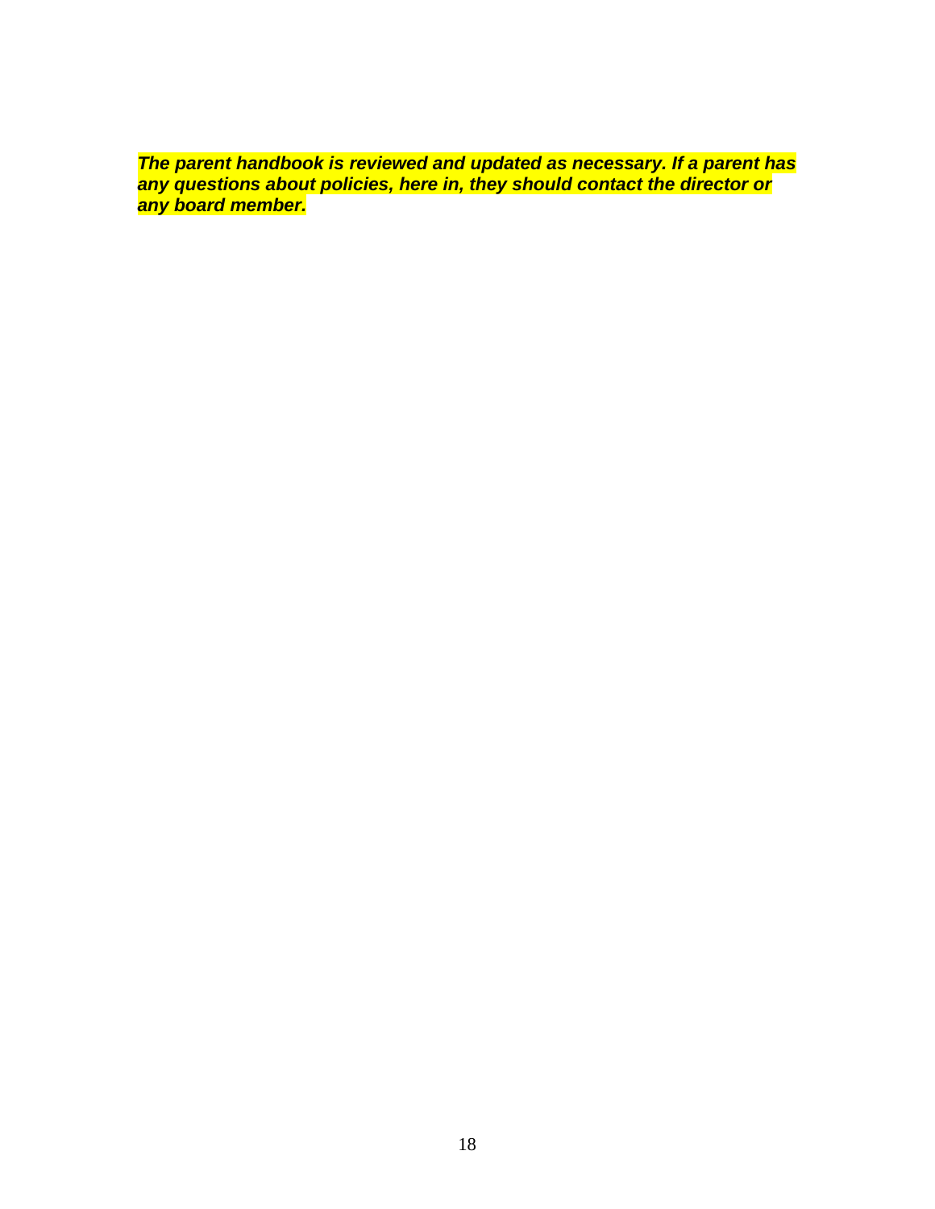***The parent handbook is reviewed and updated as necessary. If a parent has any questions about policies, here in, they should contact the director or any board member.***